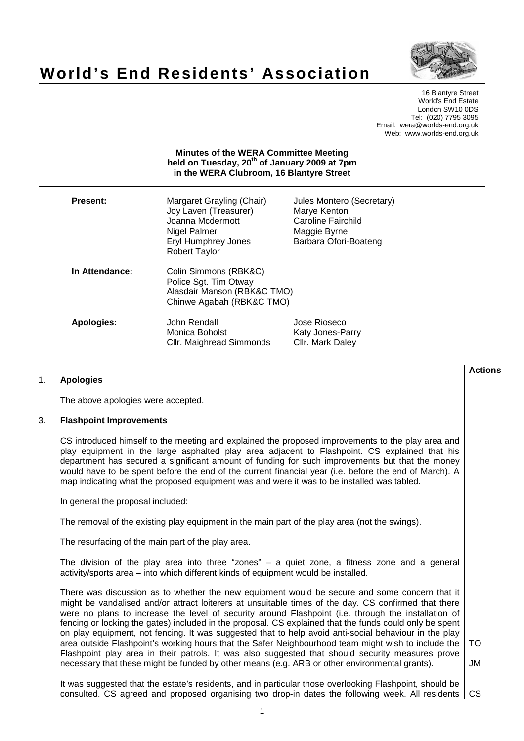# World's End Residents' Association

16 Blantyre Street
World's End Estate
London SW10 0DS
Tel: (020) 7795 3095
Email: wera@worlds-end.org.uk
Web: www.worlds-end.org.uk

**Minutes of the WERA Committee Meeting held on Tuesday, 20th of January 2009 at 7pm in the WERA Clubroom, 16 Blantyre Street**

| | | |
|---|---|---|
| **Present:** | Margaret Grayling (Chair) | Jules Montero (Secretary) |
| | Joy Laven (Treasurer) | Marye Kenton |
| | Joanna Mcdermott | Caroline Fairchild |
| | Nigel Palmer | Maggie Byrne |
| | Eryl Humphrey Jones | Barbara Ofori-Boateng |
| | Robert Taylor | |
| **In Attendance:** | Colin Simmons (RBK&C) | |
| | Police Sgt. Tim Otway | |
| | Alasdair Manson (RBK&C TMO) | |
| | Chinwe Agabah (RBK&C TMO) | |
| **Apologies:** | John Rendall | Jose Rioseco |
| | Monica Boholst | Katy Jones-Parry |
| | Cllr. Maighread Simmonds | Cllr. Mark Daley |

**Actions**

## 1. Apologies

The above apologies were accepted.

## 3. Flashpoint Improvements

CS introduced himself to the meeting and explained the proposed improvements to the play area and play equipment in the large asphalted play area adjacent to Flashpoint. CS explained that his department has secured a significant amount of funding for such improvements but that the money would have to be spent before the end of the current financial year (i.e. before the end of March). A map indicating what the proposed equipment was and were it was to be installed was tabled.

In general the proposal included:

The removal of the existing play equipment in the main part of the play area (not the swings).

The resurfacing of the main part of the play area.

The division of the play area into three "zones" – a quiet zone, a fitness zone and a general activity/sports area – into which different kinds of equipment would be installed.

There was discussion as to whether the new equipment would be secure and some concern that it might be vandalised and/or attract loiterers at unsuitable times of the day. CS confirmed that there were no plans to increase the level of security around Flashpoint (i.e. through the installation of fencing or locking the gates) included in the proposal. CS explained that the funds could only be spent on play equipment, not fencing. It was suggested that to help avoid anti-social behaviour in the play area outside Flashpoint's working hours that the Safer Neighbourhood team might wish to include the Flashpoint play area in their patrols. It was also suggested that should security measures prove necessary that these might be funded by other means (e.g. ARB or other environmental grants). **TO** **JM**

It was suggested that the estate's residents, and in particular those overlooking Flashpoint, should be consulted. CS agreed and proposed organising two drop-in dates the following week. All residents **CS**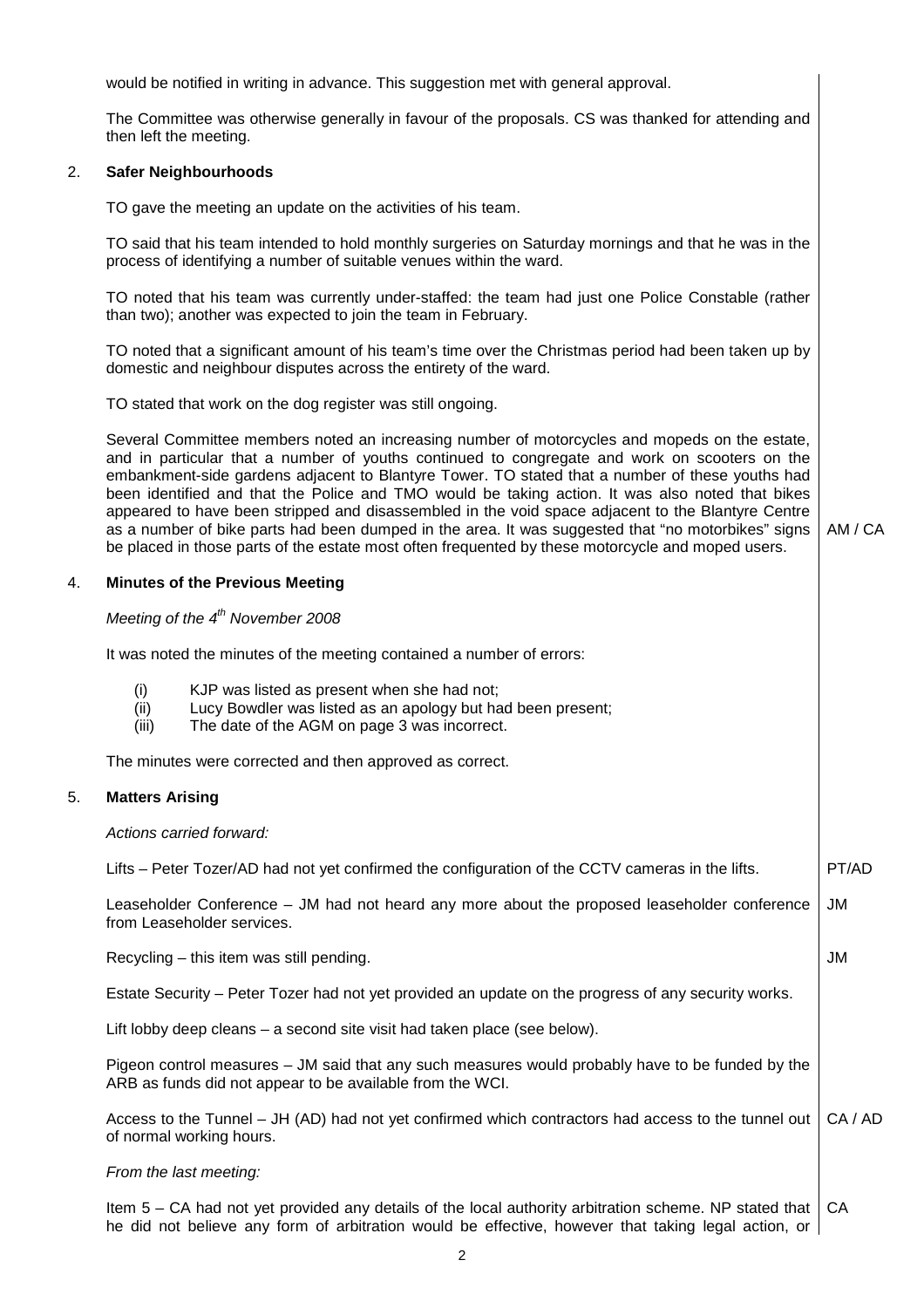would be notified in writing in advance. This suggestion met with general approval.

The Committee was otherwise generally in favour of the proposals. CS was thanked for attending and then left the meeting.

## 2. Safer Neighbourhoods

TO gave the meeting an update on the activities of his team.

TO said that his team intended to hold monthly surgeries on Saturday mornings and that he was in the process of identifying a number of suitable venues within the ward.

TO noted that his team was currently under-staffed: the team had just one Police Constable (rather than two); another was expected to join the team in February.

TO noted that a significant amount of his team's time over the Christmas period had been taken up by domestic and neighbour disputes across the entirety of the ward.

TO stated that work on the dog register was still ongoing.

Several Committee members noted an increasing number of motorcycles and mopeds on the estate, and in particular that a number of youths continued to congregate and work on scooters on the embankment-side gardens adjacent to Blantyre Tower. TO stated that a number of these youths had been identified and that the Police and TMO would be taking action. It was also noted that bikes appeared to have been stripped and disassembled in the void space adjacent to the Blantyre Centre as a number of bike parts had been dumped in the area. It was suggested that "no motorbikes" signs be placed in those parts of the estate most often frequented by these motorcycle and moped users. **AM / CA**

## 4. Minutes of the Previous Meeting

*Meeting of the 4th November 2008*

It was noted the minutes of the meeting contained a number of errors:

(i) KJP was listed as present when she had not;
(ii) Lucy Bowdler was listed as an apology but had been present;
(iii) The date of the AGM on page 3 was incorrect.

The minutes were corrected and then approved as correct.

## 5. Matters Arising

*Actions carried forward:*

Lifts – Peter Tozer/AD had not yet confirmed the configuration of the CCTV cameras in the lifts. **PT/AD**

Leaseholder Conference – JM had not heard any more about the proposed leaseholder conference from Leaseholder services. **JM**

Recycling – this item was still pending. **JM**

Estate Security – Peter Tozer had not yet provided an update on the progress of any security works.

Lift lobby deep cleans – a second site visit had taken place (see below).

Pigeon control measures – JM said that any such measures would probably have to be funded by the ARB as funds did not appear to be available from the WCI.

Access to the Tunnel – JH (AD) had not yet confirmed which contractors had access to the tunnel out of normal working hours. **CA / AD**

*From the last meeting:*

Item 5 – CA had not yet provided any details of the local authority arbitration scheme. NP stated that he did not believe any form of arbitration would be effective, however that taking legal action, or **CA**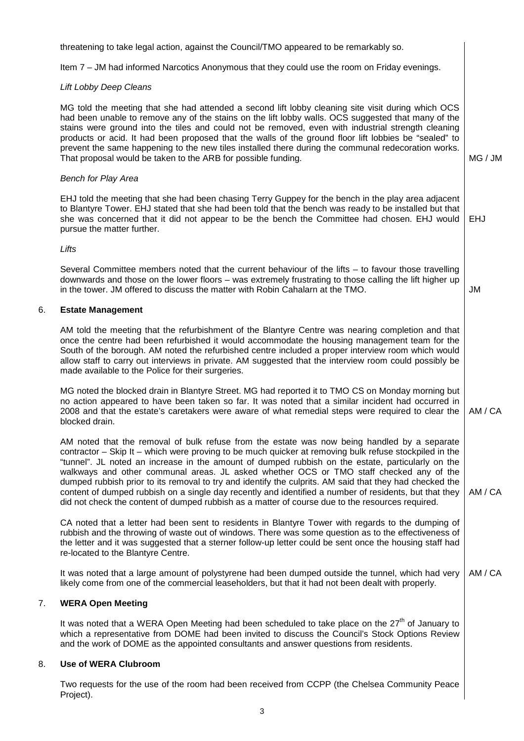threatening to take legal action, against the Council/TMO appeared to be remarkably so.

Item 7 – JM had informed Narcotics Anonymous that they could use the room on Friday evenings.

*Lift Lobby Deep Cleans*

MG told the meeting that she had attended a second lift lobby cleaning site visit during which OCS had been unable to remove any of the stains on the lift lobby walls. OCS suggested that many of the stains were ground into the tiles and could not be removed, even with industrial strength cleaning products or acid. It had been proposed that the walls of the ground floor lift lobbies be "sealed" to prevent the same happening to the new tiles installed there during the communal redecoration works. That proposal would be taken to the ARB for possible funding. **MG / JM**

*Bench for Play Area*

EHJ told the meeting that she had been chasing Terry Guppey for the bench in the play area adjacent to Blantyre Tower. EHJ stated that she had been told that the bench was ready to be installed but that she was concerned that it did not appear to be the bench the Committee had chosen. EHJ would pursue the matter further. **EHJ**

*Lifts*

Several Committee members noted that the current behaviour of the lifts – to favour those travelling downwards and those on the lower floors – was extremely frustrating to those calling the lift higher up in the tower. JM offered to discuss the matter with Robin Cahalarn at the TMO. **JM**

## 6. Estate Management

AM told the meeting that the refurbishment of the Blantyre Centre was nearing completion and that once the centre had been refurbished it would accommodate the housing management team for the South of the borough. AM noted the refurbished centre included a proper interview room which would allow staff to carry out interviews in private. AM suggested that the interview room could possibly be made available to the Police for their surgeries.

MG noted the blocked drain in Blantyre Street. MG had reported it to TMO CS on Monday morning but no action appeared to have been taken so far. It was noted that a similar incident had occurred in 2008 and that the estate's caretakers were aware of what remedial steps were required to clear the blocked drain. **AM / CA**

AM noted that the removal of bulk refuse from the estate was now being handled by a separate contractor – Skip It – which were proving to be much quicker at removing bulk refuse stockpiled in the "tunnel". JL noted an increase in the amount of dumped rubbish on the estate, particularly on the walkways and other communal areas. JL asked whether OCS or TMO staff checked any of the dumped rubbish prior to its removal to try and identify the culprits. AM said that they had checked the content of dumped rubbish on a single day recently and identified a number of residents, but that they did not check the content of dumped rubbish as a matter of course due to the resources required. **AM / CA**

CA noted that a letter had been sent to residents in Blantyre Tower with regards to the dumping of rubbish and the throwing of waste out of windows. There was some question as to the effectiveness of the letter and it was suggested that a sterner follow-up letter could be sent once the housing staff had re-located to the Blantyre Centre.

It was noted that a large amount of polystyrene had been dumped outside the tunnel, which had very likely come from one of the commercial leaseholders, but that it had not been dealt with properly. **AM / CA**

## 7. WERA Open Meeting

It was noted that a WERA Open Meeting had been scheduled to take place on the 27th of January to which a representative from DOME had been invited to discuss the Council's Stock Options Review and the work of DOME as the appointed consultants and answer questions from residents.

## 8. Use of WERA Clubroom

Two requests for the use of the room had been received from CCPP (the Chelsea Community Peace Project).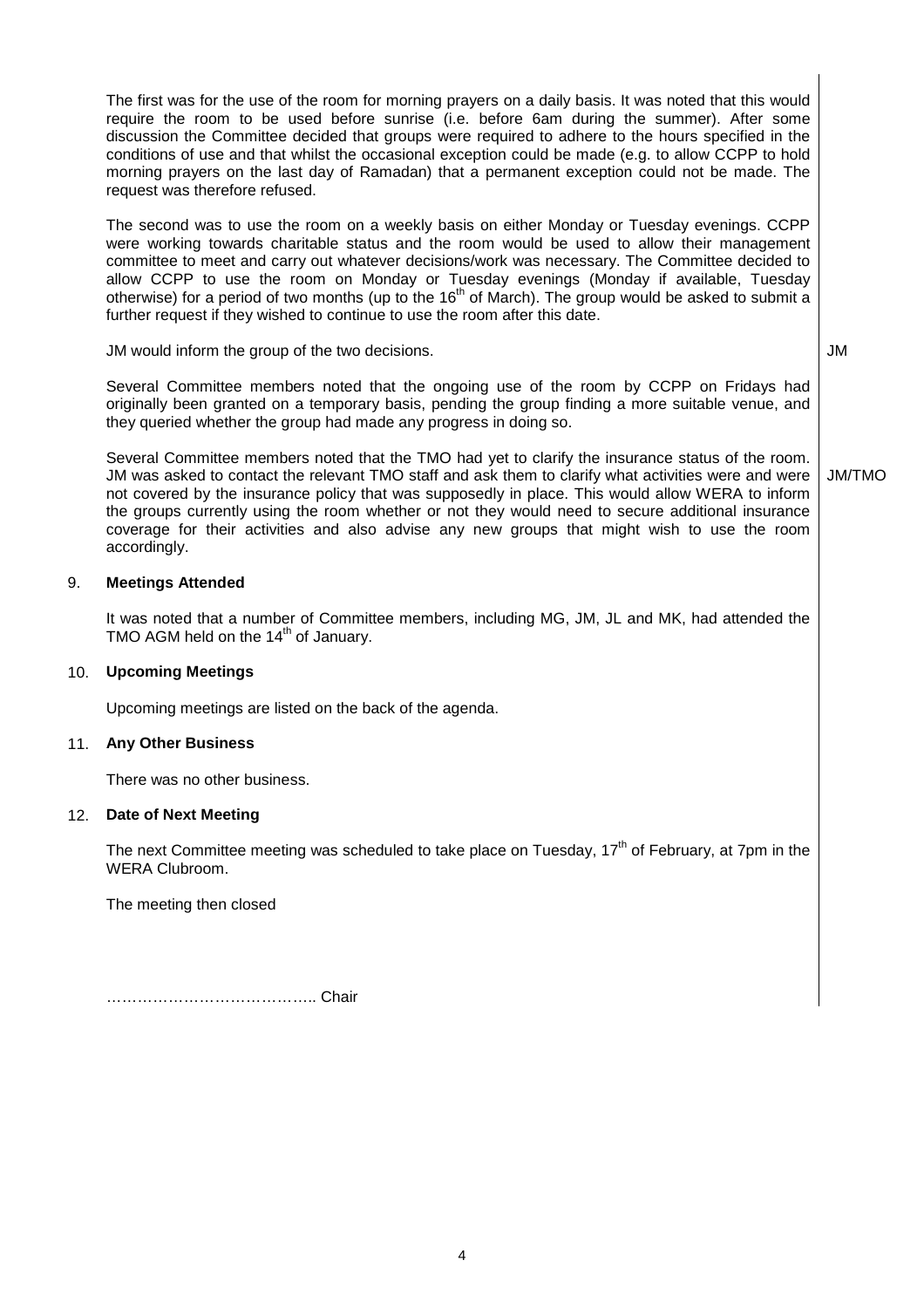The first was for the use of the room for morning prayers on a daily basis. It was noted that this would require the room to be used before sunrise (i.e. before 6am during the summer). After some discussion the Committee decided that groups were required to adhere to the hours specified in the conditions of use and that whilst the occasional exception could be made (e.g. to allow CCPP to hold morning prayers on the last day of Ramadan) that a permanent exception could not be made. The request was therefore refused.

The second was to use the room on a weekly basis on either Monday or Tuesday evenings. CCPP were working towards charitable status and the room would be used to allow their management committee to meet and carry out whatever decisions/work was necessary. The Committee decided to allow CCPP to use the room on Monday or Tuesday evenings (Monday if available, Tuesday otherwise) for a period of two months (up to the 16th of March). The group would be asked to submit a further request if they wished to continue to use the room after this date.

JM would inform the group of the two decisions. **JM**

Several Committee members noted that the ongoing use of the room by CCPP on Fridays had originally been granted on a temporary basis, pending the group finding a more suitable venue, and they queried whether the group had made any progress in doing so.

Several Committee members noted that the TMO had yet to clarify the insurance status of the room. JM was asked to contact the relevant TMO staff and ask them to clarify what activities were and were not covered by the insurance policy that was supposedly in place. This would allow WERA to inform the groups currently using the room whether or not they would need to secure additional insurance coverage for their activities and also advise any new groups that might wish to use the room accordingly. **JM/TMO**

## 9. Meetings Attended

It was noted that a number of Committee members, including MG, JM, JL and MK, had attended the TMO AGM held on the 14th of January.

## 10. Upcoming Meetings

Upcoming meetings are listed on the back of the agenda.

## 11. Any Other Business

There was no other business.

## 12. Date of Next Meeting

The next Committee meeting was scheduled to take place on Tuesday, 17th of February, at 7pm in the WERA Clubroom.

The meeting then closed

………………………………….. Chair